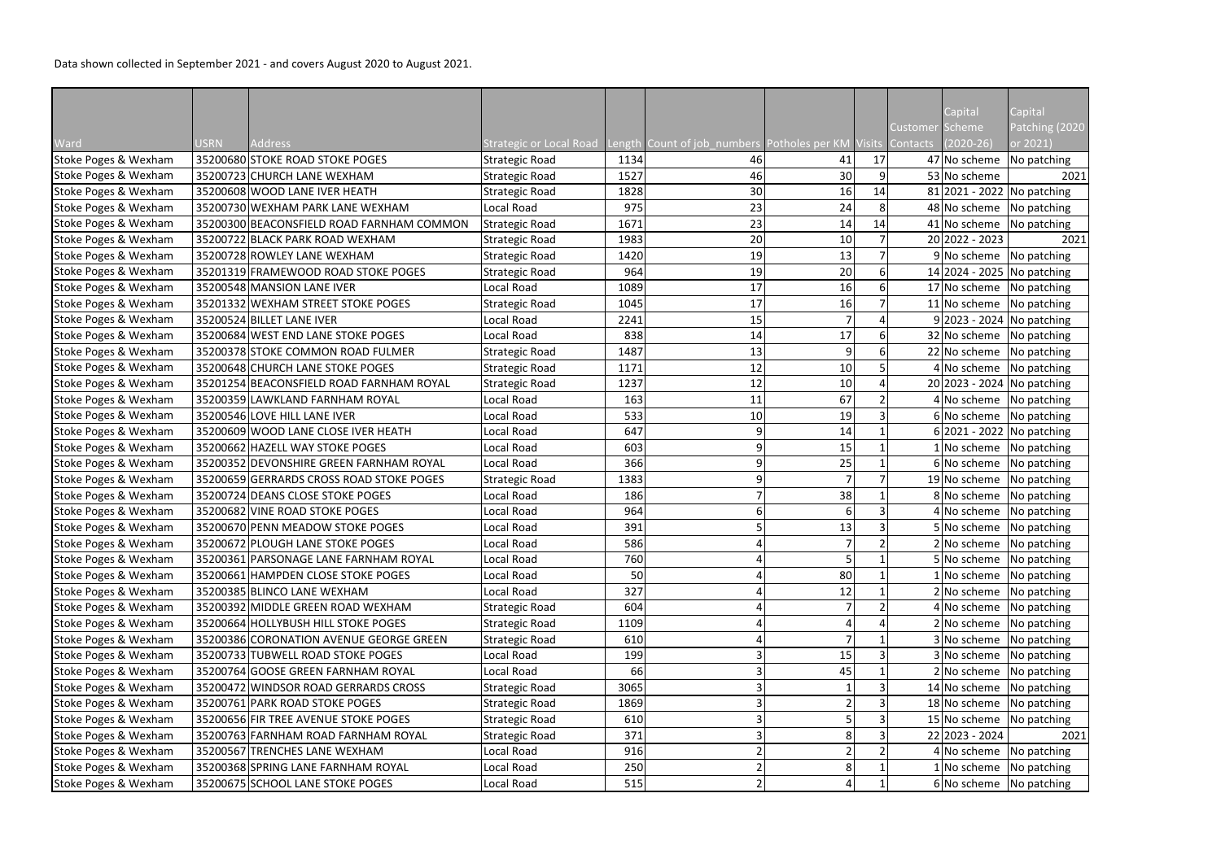Data shown collected in September 2021 - and covers August 2020 to August 2021.

| Ward | USRN | Address | Strategic or Local Road | Length | Count of job_numbers | Potholes per KM | Visits | Customer Contacts | Capital Scheme (2020-26) | Capital Patching (2020 or 2021) |
|---|---|---|---|---|---|---|---|---|---|---|
| Stoke Poges & Wexham | 35200680 | STOKE ROAD STOKE POGES | Strategic Road | 1134 | 46 | 41 | 17 | 47 | No scheme | No patching |
| Stoke Poges & Wexham | 35200723 | CHURCH LANE WEXHAM | Strategic Road | 1527 | 46 | 30 | 9 | 53 | No scheme | 2021 |
| Stoke Poges & Wexham | 35200608 | WOOD LANE IVER HEATH | Strategic Road | 1828 | 30 | 16 | 14 | 81 | 2021 - 2022 | No patching |
| Stoke Poges & Wexham | 35200730 | WEXHAM PARK LANE WEXHAM | Local Road | 975 | 23 | 24 | 8 | 48 | No scheme | No patching |
| Stoke Poges & Wexham | 35200300 | BEACONSFIELD ROAD FARNHAM COMMON | Strategic Road | 1671 | 23 | 14 | 14 | 41 | No scheme | No patching |
| Stoke Poges & Wexham | 35200722 | BLACK PARK ROAD WEXHAM | Strategic Road | 1983 | 20 | 10 | 7 | 20 | 2022 - 2023 | 2021 |
| Stoke Poges & Wexham | 35200728 | ROWLEY LANE WEXHAM | Strategic Road | 1420 | 19 | 13 | 7 | 9 | No scheme | No patching |
| Stoke Poges & Wexham | 35201319 | FRAMEWOOD ROAD STOKE POGES | Strategic Road | 964 | 19 | 20 | 6 | 14 | 2024 - 2025 | No patching |
| Stoke Poges & Wexham | 35200548 | MANSION LANE IVER | Local Road | 1089 | 17 | 16 | 6 | 17 | No scheme | No patching |
| Stoke Poges & Wexham | 35201332 | WEXHAM STREET STOKE POGES | Strategic Road | 1045 | 17 | 16 | 7 | 11 | No scheme | No patching |
| Stoke Poges & Wexham | 35200524 | BILLET LANE IVER | Local Road | 2241 | 15 | 7 | 4 | 9 | 2023 - 2024 | No patching |
| Stoke Poges & Wexham | 35200684 | WEST END LANE STOKE POGES | Local Road | 838 | 14 | 17 | 6 | 32 | No scheme | No patching |
| Stoke Poges & Wexham | 35200378 | STOKE COMMON ROAD FULMER | Strategic Road | 1487 | 13 | 9 | 6 | 22 | No scheme | No patching |
| Stoke Poges & Wexham | 35200648 | CHURCH LANE STOKE POGES | Strategic Road | 1171 | 12 | 10 | 5 | 4 | No scheme | No patching |
| Stoke Poges & Wexham | 35201254 | BEACONSFIELD ROAD FARNHAM ROYAL | Strategic Road | 1237 | 12 | 10 | 4 | 20 | 2023 - 2024 | No patching |
| Stoke Poges & Wexham | 35200359 | LAWKLAND FARNHAM ROYAL | Local Road | 163 | 11 | 67 | 2 | 4 | No scheme | No patching |
| Stoke Poges & Wexham | 35200546 | LOVE HILL LANE IVER | Local Road | 533 | 10 | 19 | 3 | 6 | No scheme | No patching |
| Stoke Poges & Wexham | 35200609 | WOOD LANE CLOSE IVER HEATH | Local Road | 647 | 9 | 14 | 1 | 6 | 2021 - 2022 | No patching |
| Stoke Poges & Wexham | 35200662 | HAZELL WAY STOKE POGES | Local Road | 603 | 9 | 15 | 1 | 1 | No scheme | No patching |
| Stoke Poges & Wexham | 35200352 | DEVONSHIRE GREEN FARNHAM ROYAL | Local Road | 366 | 9 | 25 | 1 | 6 | No scheme | No patching |
| Stoke Poges & Wexham | 35200659 | GERRARDS CROSS ROAD STOKE POGES | Strategic Road | 1383 | 9 | 7 | 7 | 19 | No scheme | No patching |
| Stoke Poges & Wexham | 35200724 | DEANS CLOSE STOKE POGES | Local Road | 186 | 7 | 38 | 1 | 8 | No scheme | No patching |
| Stoke Poges & Wexham | 35200682 | VINE ROAD STOKE POGES | Local Road | 964 | 6 | 6 | 3 | 4 | No scheme | No patching |
| Stoke Poges & Wexham | 35200670 | PENN MEADOW STOKE POGES | Local Road | 391 | 5 | 13 | 3 | 5 | No scheme | No patching |
| Stoke Poges & Wexham | 35200672 | PLOUGH LANE STOKE POGES | Local Road | 586 | 4 | 7 | 2 | 2 | No scheme | No patching |
| Stoke Poges & Wexham | 35200361 | PARSONAGE LANE FARNHAM ROYAL | Local Road | 760 | 4 | 5 | 1 | 5 | No scheme | No patching |
| Stoke Poges & Wexham | 35200661 | HAMPDEN CLOSE STOKE POGES | Local Road | 50 | 4 | 80 | 1 | 1 | No scheme | No patching |
| Stoke Poges & Wexham | 35200385 | BLINCO LANE WEXHAM | Local Road | 327 | 4 | 12 | 1 | 2 | No scheme | No patching |
| Stoke Poges & Wexham | 35200392 | MIDDLE GREEN ROAD WEXHAM | Strategic Road | 604 | 4 | 7 | 2 | 4 | No scheme | No patching |
| Stoke Poges & Wexham | 35200664 | HOLLYBUSH HILL STOKE POGES | Strategic Road | 1109 | 4 | 4 | 4 | 2 | No scheme | No patching |
| Stoke Poges & Wexham | 35200386 | CORONATION AVENUE GEORGE GREEN | Strategic Road | 610 | 4 | 7 | 1 | 3 | No scheme | No patching |
| Stoke Poges & Wexham | 35200733 | TUBWELL ROAD STOKE POGES | Local Road | 199 | 3 | 15 | 3 | 3 | No scheme | No patching |
| Stoke Poges & Wexham | 35200764 | GOOSE GREEN FARNHAM ROYAL | Local Road | 66 | 3 | 45 | 1 | 2 | No scheme | No patching |
| Stoke Poges & Wexham | 35200472 | WINDSOR ROAD GERRARDS CROSS | Strategic Road | 3065 | 3 | 1 | 3 | 14 | No scheme | No patching |
| Stoke Poges & Wexham | 35200761 | PARK ROAD STOKE POGES | Strategic Road | 1869 | 3 | 2 | 3 | 18 | No scheme | No patching |
| Stoke Poges & Wexham | 35200656 | FIR TREE AVENUE STOKE POGES | Strategic Road | 610 | 3 | 5 | 3 | 15 | No scheme | No patching |
| Stoke Poges & Wexham | 35200763 | FARNHAM ROAD FARNHAM ROYAL | Strategic Road | 371 | 3 | 8 | 3 | 22 | 2023 - 2024 | 2021 |
| Stoke Poges & Wexham | 35200567 | TRENCHES LANE WEXHAM | Local Road | 916 | 2 | 2 | 2 | 4 | No scheme | No patching |
| Stoke Poges & Wexham | 35200368 | SPRING LANE FARNHAM ROYAL | Local Road | 250 | 2 | 8 | 1 | 1 | No scheme | No patching |
| Stoke Poges & Wexham | 35200675 | SCHOOL LANE STOKE POGES | Local Road | 515 | 2 | 4 | 1 | 6 | No scheme | No patching |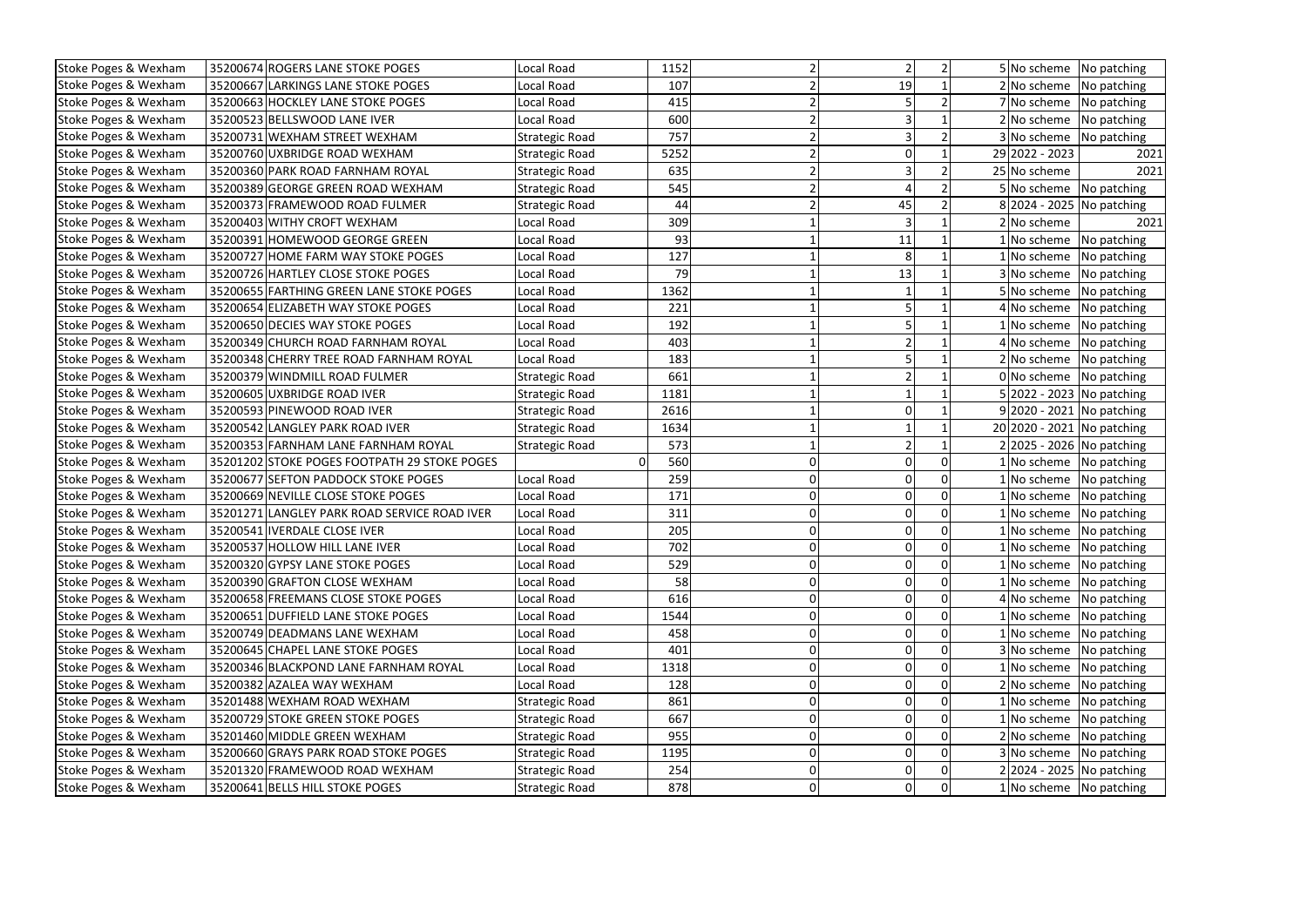| | | | | | | | | | | |
|---|---|---|---|---|---|---|---|---|---|---|
| Stoke Poges & Wexham | 35200674 | ROGERS LANE STOKE POGES | Local Road | 1152 | 2 | 2 | 2 | 5 | No scheme | No patching |
| Stoke Poges & Wexham | 35200667 | LARKINGS LANE STOKE POGES | Local Road | 107 | 2 | 19 | 1 | 2 | No scheme | No patching |
| Stoke Poges & Wexham | 35200663 | HOCKLEY LANE STOKE POGES | Local Road | 415 | 2 | 5 | 2 | 7 | No scheme | No patching |
| Stoke Poges & Wexham | 35200523 | BELLSWOOD LANE IVER | Local Road | 600 | 2 | 3 | 1 | 2 | No scheme | No patching |
| Stoke Poges & Wexham | 35200731 | WEXHAM STREET WEXHAM | Strategic Road | 757 | 2 | 3 | 2 | 3 | No scheme | No patching |
| Stoke Poges & Wexham | 35200760 | UXBRIDGE ROAD WEXHAM | Strategic Road | 5252 | 2 | 0 | 1 | 29 | 2022 - 2023 | 2021 |
| Stoke Poges & Wexham | 35200360 | PARK ROAD FARNHAM ROYAL | Strategic Road | 635 | 2 | 3 | 2 | 25 | No scheme | 2021 |
| Stoke Poges & Wexham | 35200389 | GEORGE GREEN ROAD WEXHAM | Strategic Road | 545 | 2 | 4 | 2 | 5 | No scheme | No patching |
| Stoke Poges & Wexham | 35200373 | FRAMEWOOD ROAD FULMER | Strategic Road | 44 | 2 | 45 | 2 | 8 | 2024 - 2025 | No patching |
| Stoke Poges & Wexham | 35200403 | WITHY CROFT WEXHAM | Local Road | 309 | 1 | 3 | 1 | 2 | No scheme | 2021 |
| Stoke Poges & Wexham | 35200391 | HOMEWOOD GEORGE GREEN | Local Road | 93 | 1 | 11 | 1 | 1 | No scheme | No patching |
| Stoke Poges & Wexham | 35200727 | HOME FARM WAY STOKE POGES | Local Road | 127 | 1 | 8 | 1 | 1 | No scheme | No patching |
| Stoke Poges & Wexham | 35200726 | HARTLEY CLOSE STOKE POGES | Local Road | 79 | 1 | 13 | 1 | 3 | No scheme | No patching |
| Stoke Poges & Wexham | 35200655 | FARTHING GREEN LANE STOKE POGES | Local Road | 1362 | 1 | 1 | 1 | 5 | No scheme | No patching |
| Stoke Poges & Wexham | 35200654 | ELIZABETH WAY STOKE POGES | Local Road | 221 | 1 | 5 | 1 | 4 | No scheme | No patching |
| Stoke Poges & Wexham | 35200650 | DECIES WAY STOKE POGES | Local Road | 192 | 1 | 5 | 1 | 1 | No scheme | No patching |
| Stoke Poges & Wexham | 35200349 | CHURCH ROAD FARNHAM ROYAL | Local Road | 403 | 1 | 2 | 1 | 4 | No scheme | No patching |
| Stoke Poges & Wexham | 35200348 | CHERRY TREE ROAD FARNHAM ROYAL | Local Road | 183 | 1 | 5 | 1 | 2 | No scheme | No patching |
| Stoke Poges & Wexham | 35200379 | WINDMILL ROAD FULMER | Strategic Road | 661 | 1 | 2 | 1 | 0 | No scheme | No patching |
| Stoke Poges & Wexham | 35200605 | UXBRIDGE ROAD IVER | Strategic Road | 1181 | 1 | 1 | 1 | 5 | 2022 - 2023 | No patching |
| Stoke Poges & Wexham | 35200593 | PINEWOOD ROAD IVER | Strategic Road | 2616 | 1 | 0 | 1 | 9 | 2020 - 2021 | No patching |
| Stoke Poges & Wexham | 35200542 | LANGLEY PARK ROAD IVER | Strategic Road | 1634 | 1 | 1 | 1 | 20 | 2020 - 2021 | No patching |
| Stoke Poges & Wexham | 35200353 | FARNHAM LANE FARNHAM ROYAL | Strategic Road | 573 | 1 | 2 | 1 | 2 | 2025 - 2026 | No patching |
| Stoke Poges & Wexham | 35201202 | STOKE POGES FOOTPATH 29 STOKE POGES | 0 | 560 | 0 | 0 | 0 | 1 | No scheme | No patching |
| Stoke Poges & Wexham | 35200677 | SEFTON PADDOCK STOKE POGES | Local Road | 259 | 0 | 0 | 0 | 1 | No scheme | No patching |
| Stoke Poges & Wexham | 35200669 | NEVILLE CLOSE STOKE POGES | Local Road | 171 | 0 | 0 | 0 | 1 | No scheme | No patching |
| Stoke Poges & Wexham | 35201271 | LANGLEY PARK ROAD SERVICE ROAD IVER | Local Road | 311 | 0 | 0 | 0 | 1 | No scheme | No patching |
| Stoke Poges & Wexham | 35200541 | IVERDALE CLOSE IVER | Local Road | 205 | 0 | 0 | 0 | 1 | No scheme | No patching |
| Stoke Poges & Wexham | 35200537 | HOLLOW HILL LANE IVER | Local Road | 702 | 0 | 0 | 0 | 1 | No scheme | No patching |
| Stoke Poges & Wexham | 35200320 | GYPSY LANE STOKE POGES | Local Road | 529 | 0 | 0 | 0 | 1 | No scheme | No patching |
| Stoke Poges & Wexham | 35200390 | GRAFTON CLOSE WEXHAM | Local Road | 58 | 0 | 0 | 0 | 1 | No scheme | No patching |
| Stoke Poges & Wexham | 35200658 | FREEMANS CLOSE STOKE POGES | Local Road | 616 | 0 | 0 | 0 | 4 | No scheme | No patching |
| Stoke Poges & Wexham | 35200651 | DUFFIELD LANE STOKE POGES | Local Road | 1544 | 0 | 0 | 0 | 1 | No scheme | No patching |
| Stoke Poges & Wexham | 35200749 | DEADMANS LANE WEXHAM | Local Road | 458 | 0 | 0 | 0 | 1 | No scheme | No patching |
| Stoke Poges & Wexham | 35200645 | CHAPEL LANE STOKE POGES | Local Road | 401 | 0 | 0 | 0 | 3 | No scheme | No patching |
| Stoke Poges & Wexham | 35200346 | BLACKPOND LANE FARNHAM ROYAL | Local Road | 1318 | 0 | 0 | 0 | 1 | No scheme | No patching |
| Stoke Poges & Wexham | 35200382 | AZALEA WAY WEXHAM | Local Road | 128 | 0 | 0 | 0 | 2 | No scheme | No patching |
| Stoke Poges & Wexham | 35201488 | WEXHAM ROAD WEXHAM | Strategic Road | 861 | 0 | 0 | 0 | 1 | No scheme | No patching |
| Stoke Poges & Wexham | 35200729 | STOKE GREEN STOKE POGES | Strategic Road | 667 | 0 | 0 | 0 | 1 | No scheme | No patching |
| Stoke Poges & Wexham | 35201460 | MIDDLE GREEN WEXHAM | Strategic Road | 955 | 0 | 0 | 0 | 2 | No scheme | No patching |
| Stoke Poges & Wexham | 35200660 | GRAYS PARK ROAD STOKE POGES | Strategic Road | 1195 | 0 | 0 | 0 | 3 | No scheme | No patching |
| Stoke Poges & Wexham | 35201320 | FRAMEWOOD ROAD WEXHAM | Strategic Road | 254 | 0 | 0 | 0 | 2 | 2024 - 2025 | No patching |
| Stoke Poges & Wexham | 35200641 | BELLS HILL STOKE POGES | Strategic Road | 878 | 0 | 0 | 0 | 1 | No scheme | No patching |